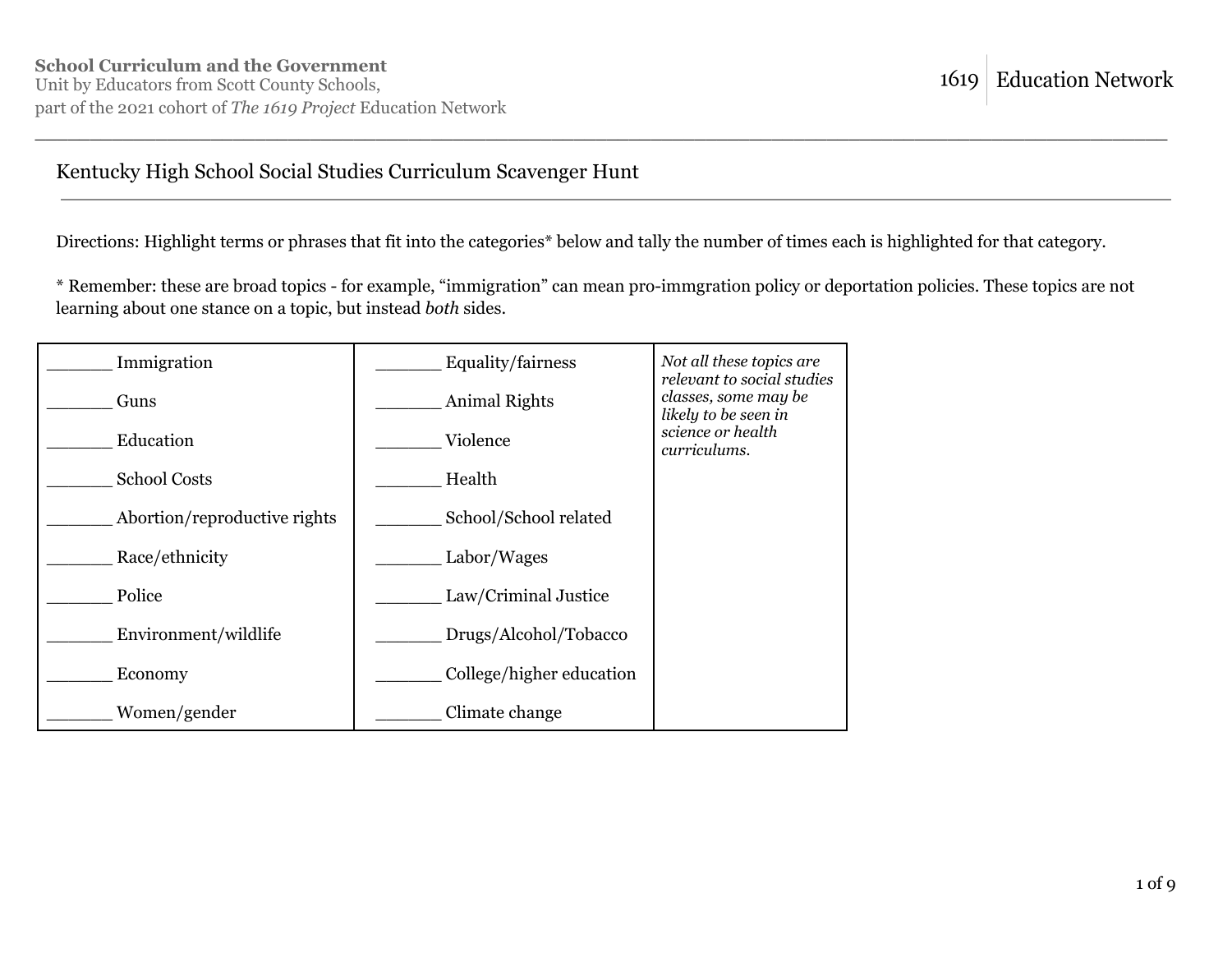**School Curriculum and the Government**
Unit by Educators from Scott County Schools,
part of the 2021 cohort of *The 1619 Project* Education Network

1619 | Education Network

## Kentucky High School Social Studies Curriculum Scavenger Hunt

Directions: Highlight terms or phrases that fit into the categories* below and tally the number of times each is highlighted for that category.

* Remember: these are broad topics - for example, “immigration” can mean pro-immmgration policy or deportation policies. These topics are not learning about one stance on a topic, but instead *both* sides.

| | | |
|---|---|---|
| ______ Immigration | ______ Equality/fairness | *Not all these topics are relevant to social studies classes, some may be likely to be seen in science or health curriculums.* |
| ______ Guns | ______ Animal Rights | |
| ______ Education | ______ Violence | |
| ______ School Costs | ______ Health | |
| ______ Abortion/reproductive rights | ______ School/School related | |
| ______ Race/ethnicity | ______ Labor/Wages | |
| ______ Police | ______ Law/Criminal Justice | |
| ______ Environment/wildlife | ______ Drugs/Alcohol/Tobacco | |
| ______ Economy | ______ College/higher education | |
| ______ Women/gender | ______ Climate change | |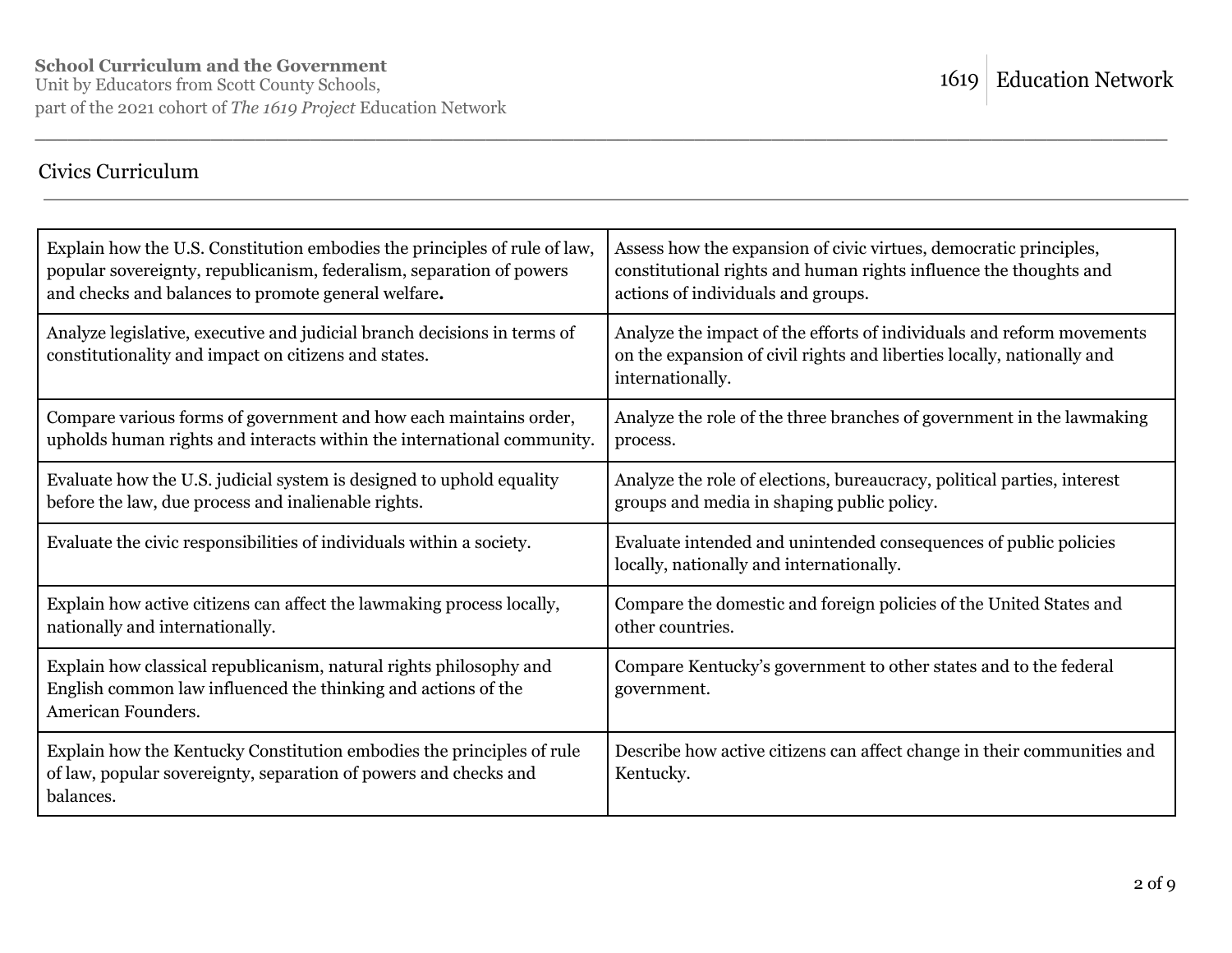Civics Curriculum

| | |
|---|---|
| Explain how the U.S. Constitution embodies the principles of rule of law, popular sovereignty, republicanism, federalism, separation of powers and checks and balances to promote general welfare**.** | Assess how the expansion of civic virtues, democratic principles, constitutional rights and human rights influence the thoughts and actions of individuals and groups. |
| Analyze legislative, executive and judicial branch decisions in terms of constitutionality and impact on citizens and states. | Analyze the impact of the efforts of individuals and reform movements on the expansion of civil rights and liberties locally, nationally and internationally. |
| Compare various forms of government and how each maintains order, upholds human rights and interacts within the international community. | Analyze the role of the three branches of government in the lawmaking process. |
| Evaluate how the U.S. judicial system is designed to uphold equality before the law, due process and inalienable rights. | Analyze the role of elections, bureaucracy, political parties, interest groups and media in shaping public policy. |
| Evaluate the civic responsibilities of individuals within a society. | Evaluate intended and unintended consequences of public policies locally, nationally and internationally. |
| Explain how active citizens can affect the lawmaking process locally, nationally and internationally. | Compare the domestic and foreign policies of the United States and other countries. |
| Explain how classical republicanism, natural rights philosophy and English common law influenced the thinking and actions of the American Founders. | Compare Kentucky's government to other states and to the federal government. |
| Explain how the Kentucky Constitution embodies the principles of rule of law, popular sovereignty, separation of powers and checks and balances. | Describe how active citizens can affect change in their communities and Kentucky. |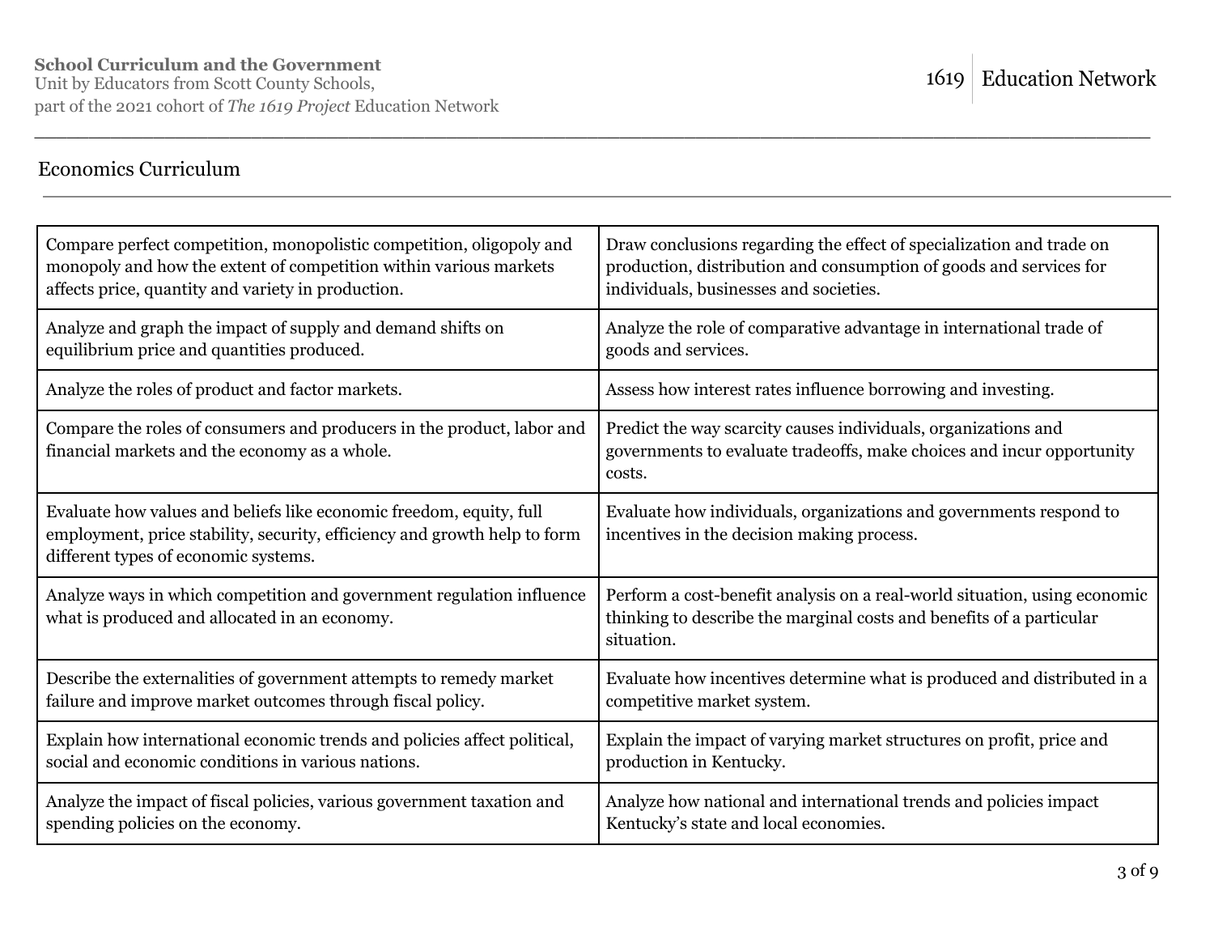## Economics Curriculum

| Compare perfect competition, monopolistic competition, oligopoly and monopoly and how the extent of competition within various markets affects price, quantity and variety in production. | Draw conclusions regarding the effect of specialization and trade on production, distribution and consumption of goods and services for individuals, businesses and societies. |
|---|---|
| Analyze and graph the impact of supply and demand shifts on equilibrium price and quantities produced. | Analyze the role of comparative advantage in international trade of goods and services. |
| Analyze the roles of product and factor markets. | Assess how interest rates influence borrowing and investing. |
| Compare the roles of consumers and producers in the product, labor and financial markets and the economy as a whole. | Predict the way scarcity causes individuals, organizations and governments to evaluate tradeoffs, make choices and incur opportunity costs. |
| Evaluate how values and beliefs like economic freedom, equity, full employment, price stability, security, efficiency and growth help to form different types of economic systems. | Evaluate how individuals, organizations and governments respond to incentives in the decision making process. |
| Analyze ways in which competition and government regulation influence what is produced and allocated in an economy. | Perform a cost-benefit analysis on a real-world situation, using economic thinking to describe the marginal costs and benefits of a particular situation. |
| Describe the externalities of government attempts to remedy market failure and improve market outcomes through fiscal policy. | Evaluate how incentives determine what is produced and distributed in a competitive market system. |
| Explain how international economic trends and policies affect political, social and economic conditions in various nations. | Explain the impact of varying market structures on profit, price and production in Kentucky. |
| Analyze the impact of fiscal policies, various government taxation and spending policies on the economy. | Analyze how national and international trends and policies impact Kentucky's state and local economies. |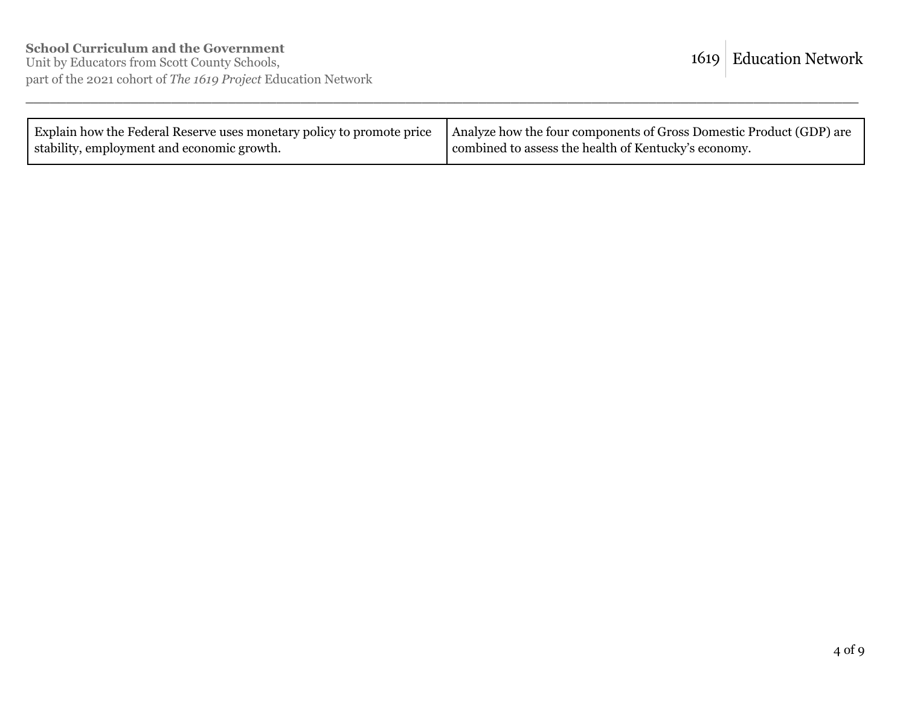| Explain how the Federal Reserve uses monetary policy to promote price stability, employment and economic growth. | Analyze how the four components of Gross Domestic Product (GDP) are combined to assess the health of Kentucky's economy. |
|---|---|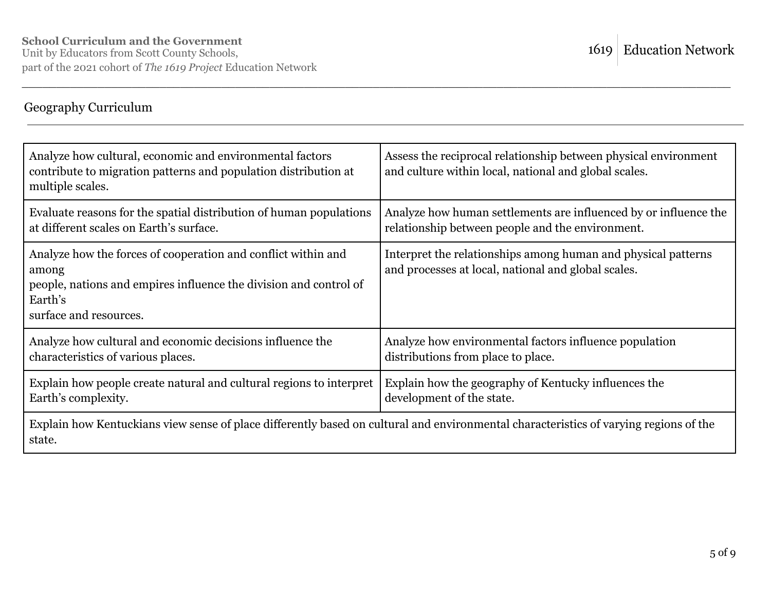Geography Curriculum

| | |
|---|---|
| Analyze how cultural, economic and environmental factors contribute to migration patterns and population distribution at multiple scales. | Assess the reciprocal relationship between physical environment and culture within local, national and global scales. |
| Evaluate reasons for the spatial distribution of human populations at different scales on Earth's surface. | Analyze how human settlements are influenced by or influence the relationship between people and the environment. |
| Analyze how the forces of cooperation and conflict within and among people, nations and empires influence the division and control of Earth's surface and resources. | Interpret the relationships among human and physical patterns and processes at local, national and global scales. |
| Analyze how cultural and economic decisions influence the characteristics of various places. | Analyze how environmental factors influence population distributions from place to place. |
| Explain how people create natural and cultural regions to interpret Earth's complexity. | Explain how the geography of Kentucky influences the development of the state. |
| Explain how Kentuckians view sense of place differently based on cultural and environmental characteristics of varying regions of the state. | |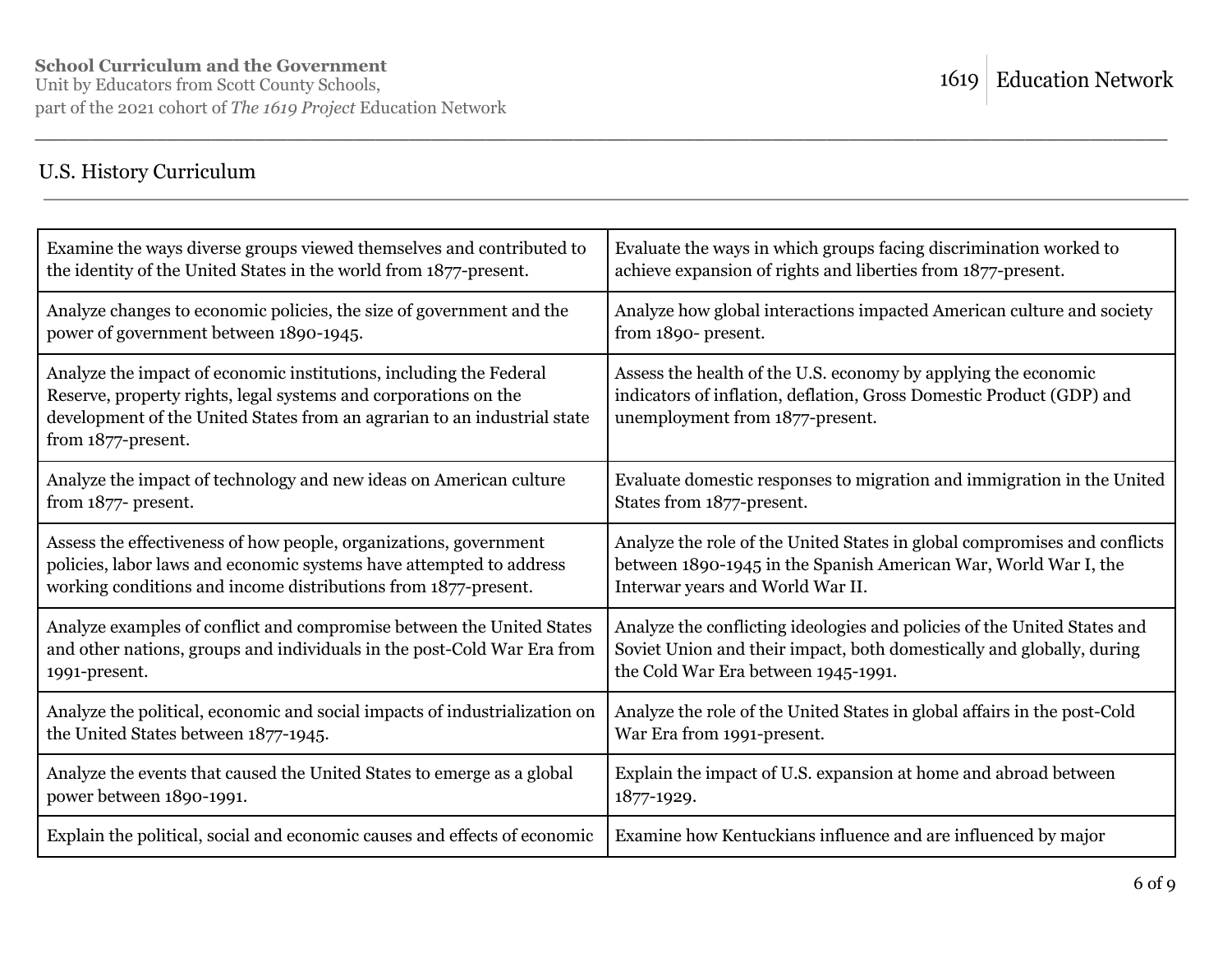U.S. History Curriculum

| | |
|---|---|
| Examine the ways diverse groups viewed themselves and contributed to the identity of the United States in the world from 1877-present. | Evaluate the ways in which groups facing discrimination worked to achieve expansion of rights and liberties from 1877-present. |
| Analyze changes to economic policies, the size of government and the power of government between 1890-1945. | Analyze how global interactions impacted American culture and society from 1890- present. |
| Analyze the impact of economic institutions, including the Federal Reserve, property rights, legal systems and corporations on the development of the United States from an agrarian to an industrial state from 1877-present. | Assess the health of the U.S. economy by applying the economic indicators of inflation, deflation, Gross Domestic Product (GDP) and unemployment from 1877-present. |
| Analyze the impact of technology and new ideas on American culture from 1877- present. | Evaluate domestic responses to migration and immigration in the United States from 1877-present. |
| Assess the effectiveness of how people, organizations, government policies, labor laws and economic systems have attempted to address working conditions and income distributions from 1877-present. | Analyze the role of the United States in global compromises and conflicts between 1890-1945 in the Spanish American War, World War I, the Interwar years and World War II. |
| Analyze examples of conflict and compromise between the United States and other nations, groups and individuals in the post-Cold War Era from 1991-present. | Analyze the conflicting ideologies and policies of the United States and Soviet Union and their impact, both domestically and globally, during the Cold War Era between 1945-1991. |
| Analyze the political, economic and social impacts of industrialization on the United States between 1877-1945. | Analyze the role of the United States in global affairs in the post-Cold War Era from 1991-present. |
| Analyze the events that caused the United States to emerge as a global power between 1890-1991. | Explain the impact of U.S. expansion at home and abroad between 1877-1929. |
| Explain the political, social and economic causes and effects of economic | Examine how Kentuckians influence and are influenced by major |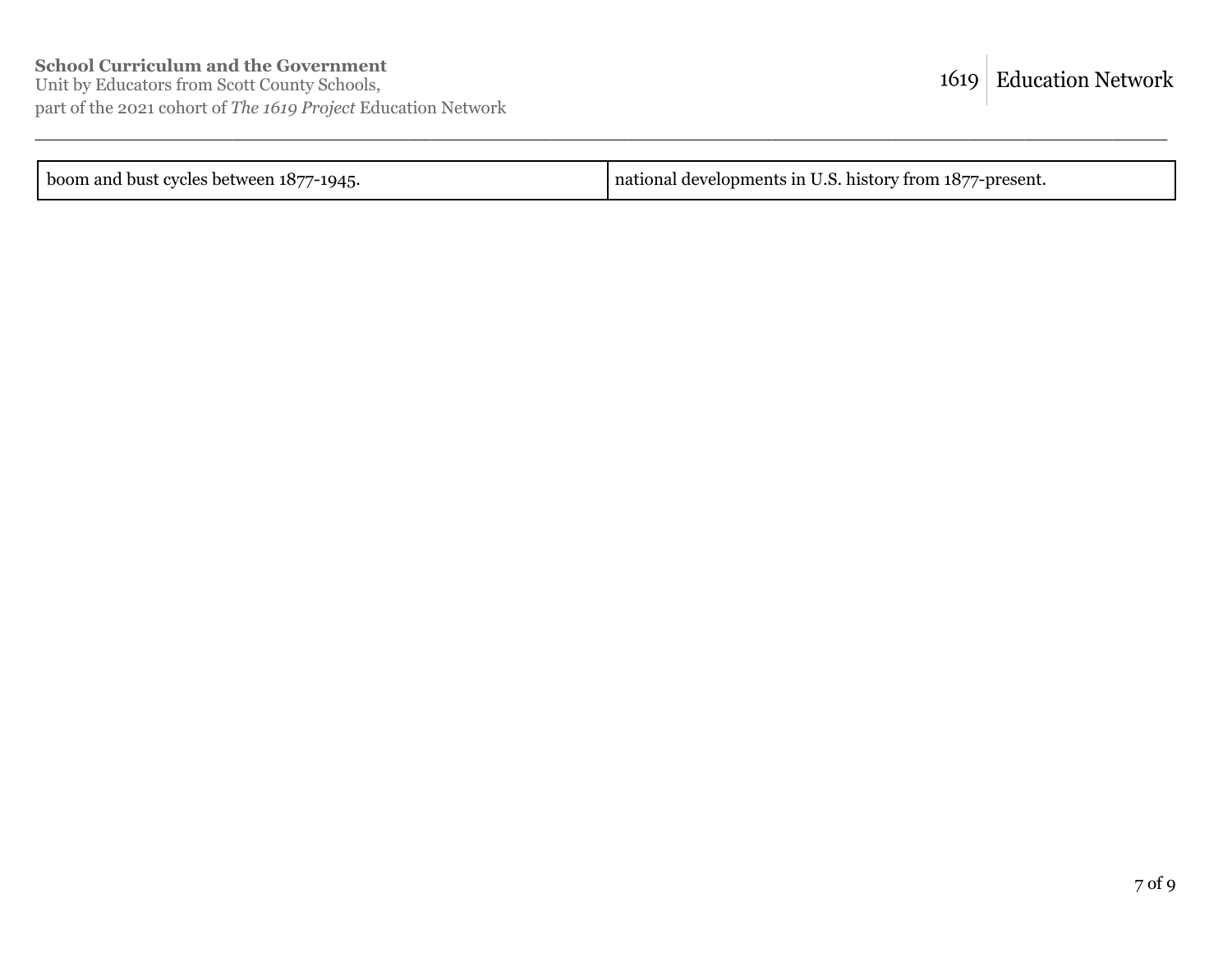| | |
|---|---|
| boom and bust cycles between 1877-1945. | national developments in U.S. history from 1877-present. |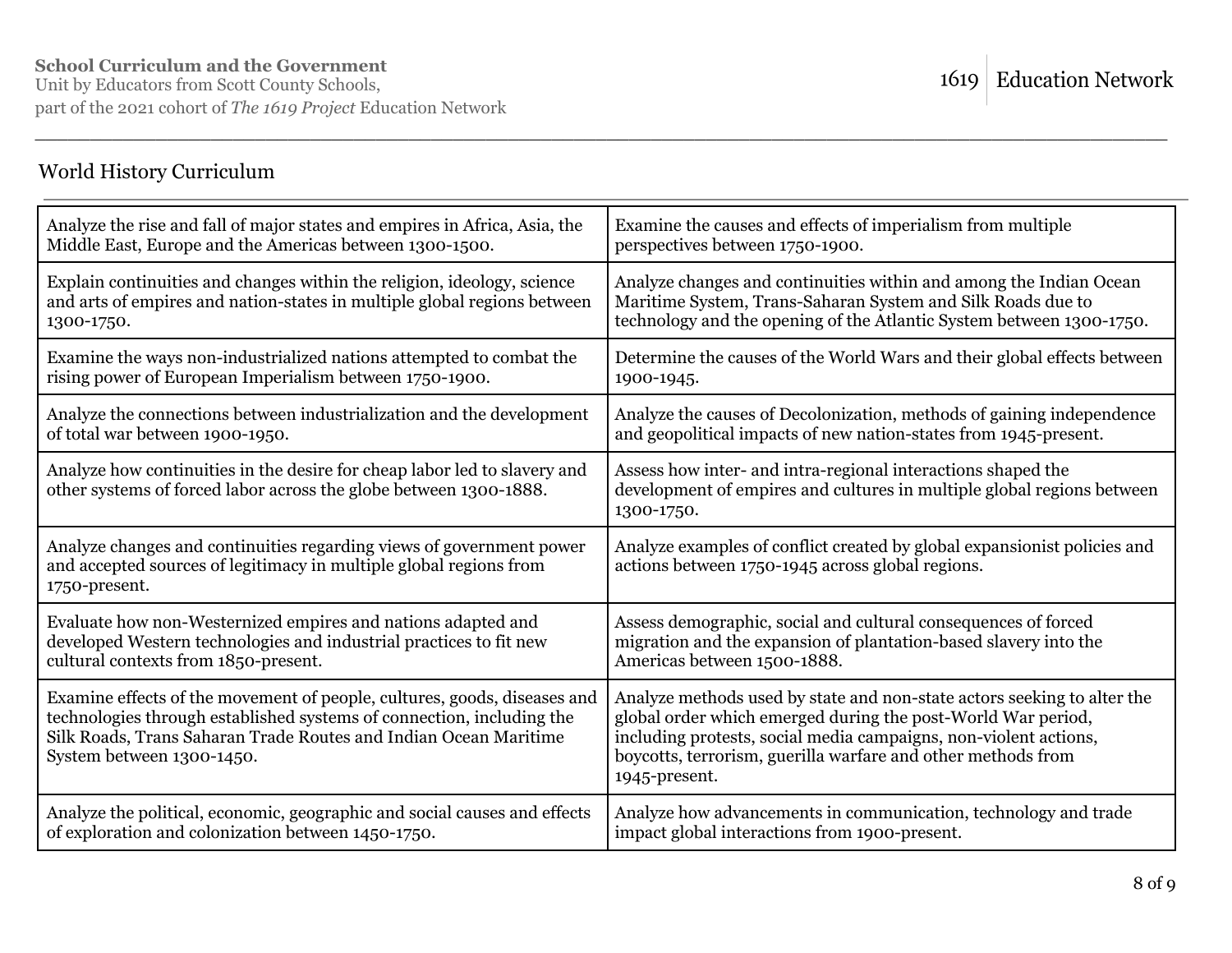## World History Curriculum

| | |
|---|---|
| Analyze the rise and fall of major states and empires in Africa, Asia, the Middle East, Europe and the Americas between 1300-1500. | Examine the causes and effects of imperialism from multiple perspectives between 1750-1900. |
| Explain continuities and changes within the religion, ideology, science and arts of empires and nation-states in multiple global regions between 1300-1750. | Analyze changes and continuities within and among the Indian Ocean Maritime System, Trans-Saharan System and Silk Roads due to technology and the opening of the Atlantic System between 1300-1750. |
| Examine the ways non-industrialized nations attempted to combat the rising power of European Imperialism between 1750-1900. | Determine the causes of the World Wars and their global effects between 1900-1945. |
| Analyze the connections between industrialization and the development of total war between 1900-1950. | Analyze the causes of Decolonization, methods of gaining independence and geopolitical impacts of new nation-states from 1945-present. |
| Analyze how continuities in the desire for cheap labor led to slavery and other systems of forced labor across the globe between 1300-1888. | Assess how inter- and intra-regional interactions shaped the development of empires and cultures in multiple global regions between 1300-1750. |
| Analyze changes and continuities regarding views of government power and accepted sources of legitimacy in multiple global regions from 1750-present. | Analyze examples of conflict created by global expansionist policies and actions between 1750-1945 across global regions. |
| Evaluate how non-Westernized empires and nations adapted and developed Western technologies and industrial practices to fit new cultural contexts from 1850-present. | Assess demographic, social and cultural consequences of forced migration and the expansion of plantation-based slavery into the Americas between 1500-1888. |
| Examine effects of the movement of people, cultures, goods, diseases and technologies through established systems of connection, including the Silk Roads, Trans Saharan Trade Routes and Indian Ocean Maritime System between 1300-1450. | Analyze methods used by state and non-state actors seeking to alter the global order which emerged during the post-World War period, including protests, social media campaigns, non-violent actions, boycotts, terrorism, guerilla warfare and other methods from 1945-present. |
| Analyze the political, economic, geographic and social causes and effects of exploration and colonization between 1450-1750. | Analyze how advancements in communication, technology and trade impact global interactions from 1900-present. |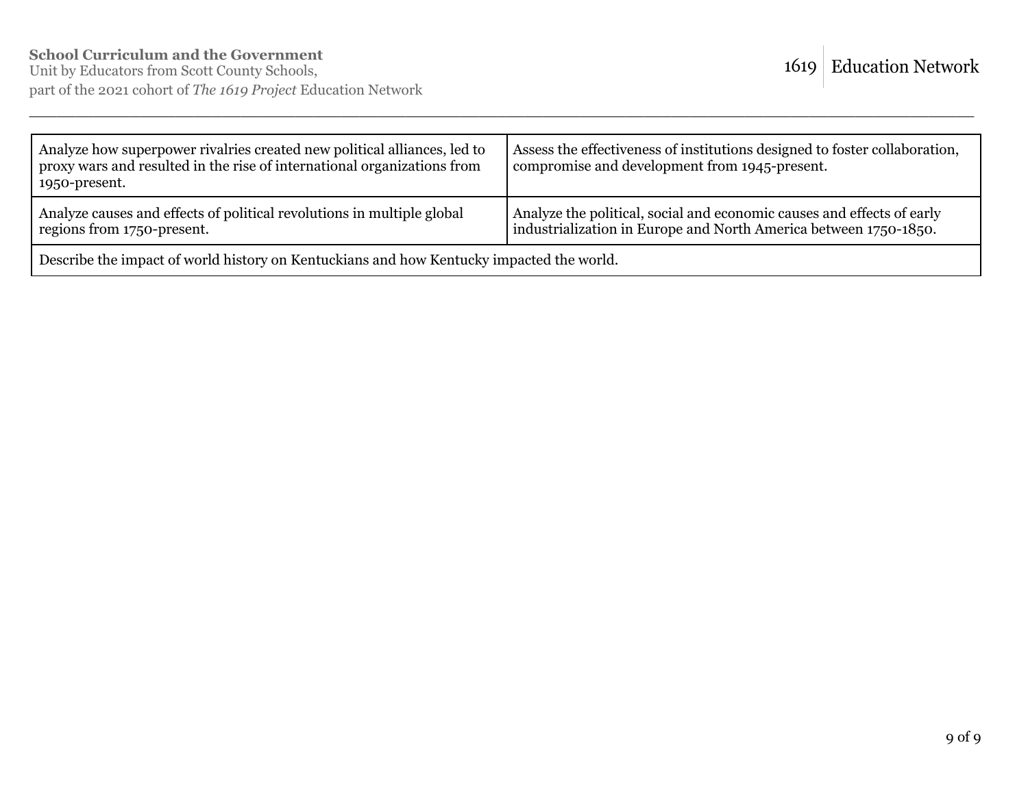| | |
|---|---|
| Analyze how superpower rivalries created new political alliances, led to proxy wars and resulted in the rise of international organizations from 1950-present. | Assess the effectiveness of institutions designed to foster collaboration, compromise and development from 1945-present. |
| Analyze causes and effects of political revolutions in multiple global regions from 1750-present. | Analyze the political, social and economic causes and effects of early industrialization in Europe and North America between 1750-1850. |
| Describe the impact of world history on Kentuckians and how Kentucky impacted the world. | |